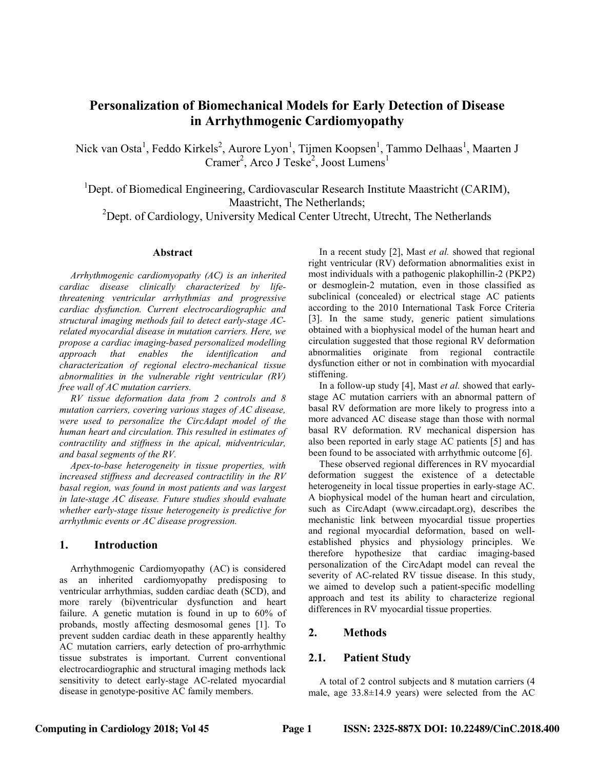# Personalization of Biomechanical Models for Early Detection of Disease in Arrhythmogenic Cardiomyopathy

Nick van Osta[1], Feddo Kirkels[2], Aurore Lyon[1], Tijmen Koopsen[1], Tammo Delhaas[1], Maarten J Cramer[2], Arco J Teske[2], Joost Lumens[1]

[1]Dept. of Biomedical Engineering, Cardiovascular Research Institute Maastricht (CARIM), Maastricht, The Netherlands;
[2]Dept. of Cardiology, University Medical Center Utrecht, Utrecht, The Netherlands

### Abstract

*Arrhythmogenic cardiomyopathy (AC) is an inherited cardiac disease clinically characterized by life-threatening ventricular arrhythmias and progressive cardiac dysfunction. Current electrocardiographic and structural imaging methods fail to detect early-stage AC-related myocardial disease in mutation carriers. Here, we propose a cardiac imaging-based personalized modelling approach that enables the identification and characterization of regional electro-mechanical tissue abnormalities in the vulnerable right ventricular (RV) free wall of AC mutation carriers.*

*RV tissue deformation data from 2 controls and 8 mutation carriers, covering various stages of AC disease, were used to personalize the CircAdapt model of the human heart and circulation. This resulted in estimates of contractility and stiffness in the apical, midventricular, and basal segments of the RV.*

*Apex-to-base heterogeneity in tissue properties, with increased stiffness and decreased contractility in the RV basal region, was found in most patients and was largest in late-stage AC disease. Future studies should evaluate whether early-stage tissue heterogeneity is predictive for arrhythmic events or AC disease progression.*

## 1. Introduction

Arrhythmogenic Cardiomyopathy (AC) is considered as an inherited cardiomyopathy predisposing to ventricular arrhythmias, sudden cardiac death (SCD), and more rarely (bi)ventricular dysfunction and heart failure. A genetic mutation is found in up to 60% of probands, mostly affecting desmosomal genes [1]. To prevent sudden cardiac death in these apparently healthy AC mutation carriers, early detection of pro-arrhythmic tissue substrates is important. Current conventional electrocardiographic and structural imaging methods lack sensitivity to detect early-stage AC-related myocardial disease in genotype-positive AC family members.

In a recent study [2], Mast *et al.* showed that regional right ventricular (RV) deformation abnormalities exist in most individuals with a pathogenic plakophillin-2 (PKP2) or desmoglein-2 mutation, even in those classified as subclinical (concealed) or electrical stage AC patients according to the 2010 International Task Force Criteria [3]. In the same study, generic patient simulations obtained with a biophysical model of the human heart and circulation suggested that those regional RV deformation abnormalities originate from regional contractile dysfunction either or not in combination with myocardial stiffening.

In a follow-up study [4], Mast *et al.* showed that early-stage AC mutation carriers with an abnormal pattern of basal RV deformation are more likely to progress into a more advanced AC disease stage than those with normal basal RV deformation. RV mechanical dispersion has also been reported in early stage AC patients [5] and has been found to be associated with arrhythmic outcome [6].

These observed regional differences in RV myocardial deformation suggest the existence of a detectable heterogeneity in local tissue properties in early-stage AC. A biophysical model of the human heart and circulation, such as CircAdapt (www.circadapt.org), describes the mechanistic link between myocardial tissue properties and regional myocardial deformation, based on well-established physics and physiology principles. We therefore hypothesize that cardiac imaging-based personalization of the CircAdapt model can reveal the severity of AC-related RV tissue disease. In this study, we aimed to develop such a patient-specific modelling approach and test its ability to characterize regional differences in RV myocardial tissue properties.

## 2. Methods

### 2.1. Patient Study

A total of 2 control subjects and 8 mutation carriers (4 male, age 33.8±14.9 years) were selected from the AC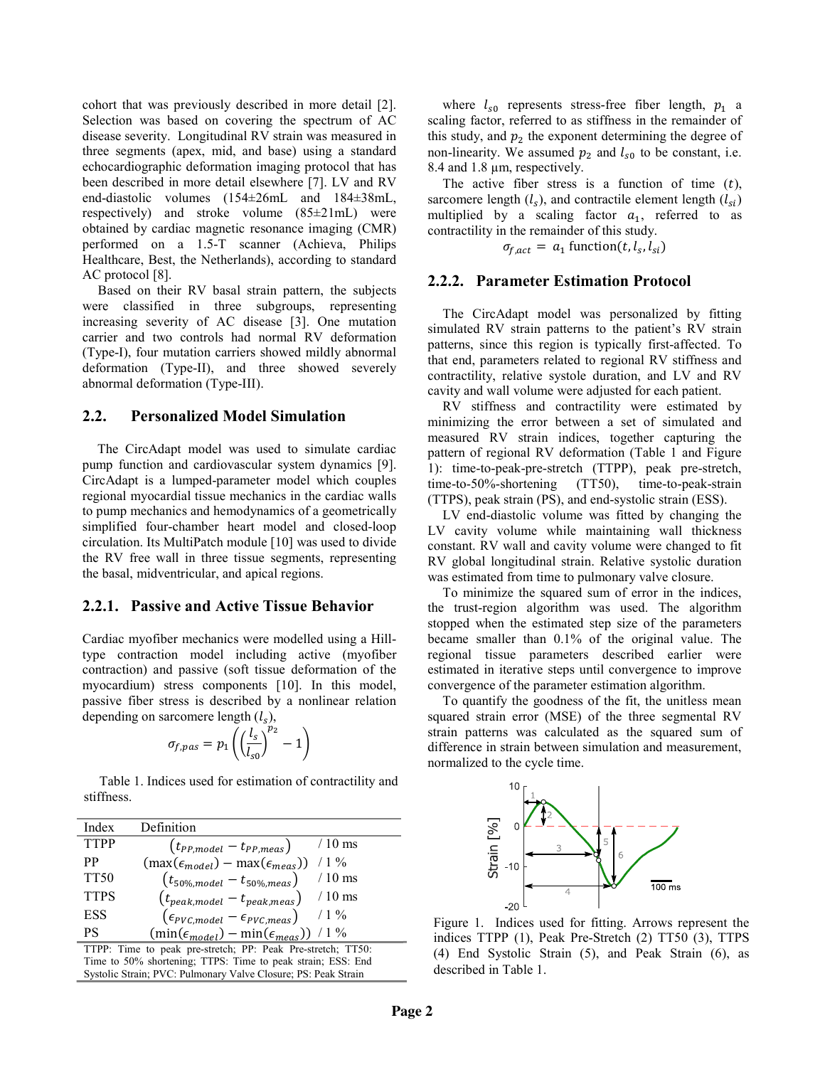cohort that was previously described in more detail [2]. Selection was based on covering the spectrum of AC disease severity. Longitudinal RV strain was measured in three segments (apex, mid, and base) using a standard echocardiographic deformation imaging protocol that has been described in more detail elsewhere [7]. LV and RV end-diastolic volumes (154±26mL and 184±38mL, respectively) and stroke volume (85±21mL) were obtained by cardiac magnetic resonance imaging (CMR) performed on a 1.5-T scanner (Achieva, Philips Healthcare, Best, the Netherlands), according to standard AC protocol [8].

Based on their RV basal strain pattern, the subjects were classified in three subgroups, representing increasing severity of AC disease [3]. One mutation carrier and two controls had normal RV deformation (Type-I), four mutation carriers showed mildly abnormal deformation (Type-II), and three showed severely abnormal deformation (Type-III).

## 2.2. Personalized Model Simulation

The CircAdapt model was used to simulate cardiac pump function and cardiovascular system dynamics [9]. CircAdapt is a lumped-parameter model which couples regional myocardial tissue mechanics in the cardiac walls to pump mechanics and hemodynamics of a geometrically simplified four-chamber heart model and closed-loop circulation. Its MultiPatch module [10] was used to divide the RV free wall in three tissue segments, representing the basal, midventricular, and apical regions.

### 2.2.1. Passive and Active Tissue Behavior

Cardiac myofiber mechanics were modelled using a Hill-type contraction model including active (myofiber contraction) and passive (soft tissue deformation of the myocardium) stress components [10]. In this model, passive fiber stress is described by a nonlinear relation depending on sarcomere length ($l_s$),

$$\sigma_{f,pas} = p_1 \left( \left( \frac{l_s}{l_{s0}} \right)^{p_2} - 1 \right)$$

Table 1. Indices used for estimation of contractility and stiffness.

| Index | Definition | |
|---|---|---|
| TTPP | $(t_{PP,model} - t_{PP,meas})$ | / 10 ms |
| PP | $(\max(\epsilon_{model}) - \max(\epsilon_{meas}))$ | / 1 % |
| TT50 | $(t_{50\%,model} - t_{50\%,meas})$ | / 10 ms |
| TTPS | $(t_{peak,model} - t_{peak,meas})$ | / 10 ms |
| ESS | $(\epsilon_{PVC,model} - \epsilon_{PVC,meas})$ | / 1 % |
| PS | $(\min(\epsilon_{model}) - \min(\epsilon_{meas}))$ | / 1 % |

TTPP: Time to peak pre-stretch; PP: Peak Pre-Stretch; TT50: Time to 50% shortening; TTPS: Time to peak strain; ESS: End Systolic Strain; PVC: Pulmonary Valve Closure; PS: Peak Strain

where $l_{s0}$ represents stress-free fiber length, $p_1$ a scaling factor, referred to as stiffness in the remainder of this study, and $p_2$ the exponent determining the degree of non-linearity. We assumed $p_2$ and $l_{s0}$ to be constant, i.e. 8.4 and 1.8 µm, respectively.

The active fiber stress is a function of time ($t$), sarcomere length ($l_s$), and contractile element length ($l_{si}$) multiplied by a scaling factor $a_1$, referred to as contractility in the remainder of this study.

$$\sigma_{f,act} = a_1 \, \text{function}(t, l_s, l_{si})$$

### 2.2.2. Parameter Estimation Protocol

The CircAdapt model was personalized by fitting simulated RV strain patterns to the patient's RV strain patterns, since this region is typically first-affected. To that end, parameters related to regional RV stiffness and contractility, relative systole duration, and LV and RV cavity and wall volume were adjusted for each patient.

RV stiffness and contractility were estimated by minimizing the error between a set of simulated and measured RV strain indices, together capturing the pattern of regional RV deformation (Table 1 and Figure 1): time-to-peak-pre-stretch (TTPP), peak pre-stretch, time-to-50%-shortening (TT50), time-to-peak-strain (TTPS), peak strain (PS), and end-systolic strain (ESS).

LV end-diastolic volume was fitted by changing the LV cavity volume while maintaining wall thickness constant. RV wall and cavity volume were changed to fit RV global longitudinal strain. Relative systolic duration was estimated from time to pulmonary valve closure.

To minimize the squared sum of error in the indices, the trust-region algorithm was used. The algorithm stopped when the estimated step size of the parameters became smaller than 0.1% of the original value. The regional tissue parameters described earlier were estimated in iterative steps until convergence to improve convergence of the parameter estimation algorithm.

To quantify the goodness of the fit, the unitless mean squared strain error (MSE) of the three segmental RV strain patterns was calculated as the squared sum of difference in strain between simulation and measurement, normalized to the cycle time.

Figure 1. Indices used for fitting. Arrows represent the indices TTPP (1), Peak Pre-Stretch (2) TT50 (3), TTPS (4) End Systolic Strain (5), and Peak Strain (6), as described in Table 1.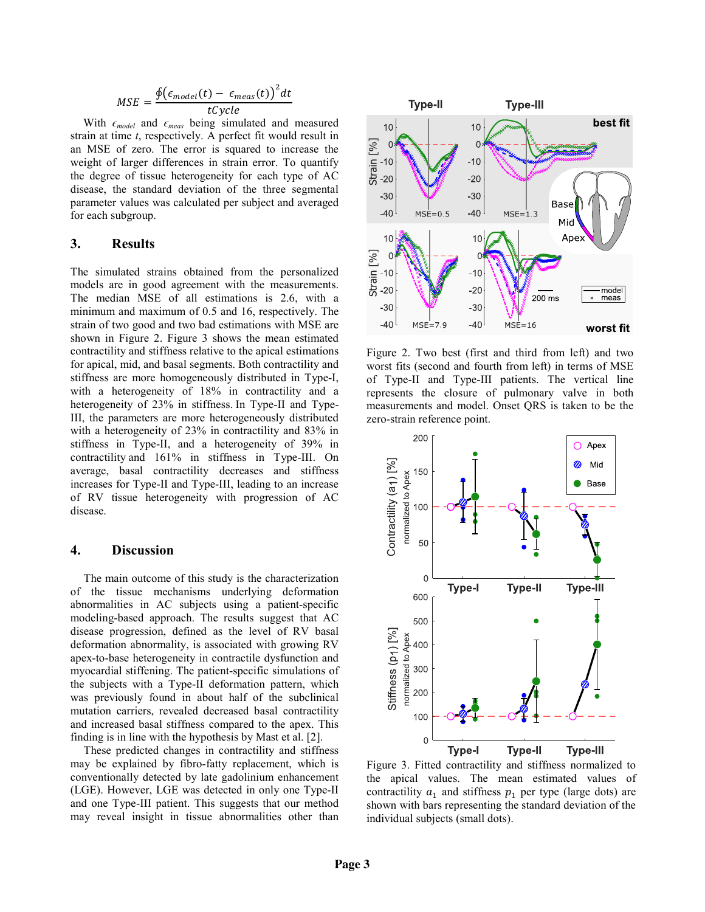$$MSE = \frac{\oint(\epsilon_{model}(t) - \epsilon_{meas}(t))^2 dt}{tCycle}$$

With $\epsilon_{model}$ and $\epsilon_{meas}$ being simulated and measured strain at time *t*, respectively. A perfect fit would result in an MSE of zero. The error is squared to increase the weight of larger differences in strain error. To quantify the degree of tissue heterogeneity for each type of AC disease, the standard deviation of the three segmental parameter values was calculated per subject and averaged for each subgroup.

## 3. Results

The simulated strains obtained from the personalized models are in good agreement with the measurements. The median MSE of all estimations is 2.6, with a minimum and maximum of 0.5 and 16, respectively. The strain of two good and two bad estimations with MSE are shown in Figure 2. Figure 3 shows the mean estimated contractility and stiffness relative to the apical estimations for apical, mid, and basal segments. Both contractility and stiffness are more homogeneously distributed in Type-I, with a heterogeneity of 18% in contractility and a heterogeneity of 23% in stiffness. In Type-II and Type-III, the parameters are more heterogeneously distributed with a heterogeneity of 23% in contractility and 83% in stiffness in Type-II, and a heterogeneity of 39% in contractility and 161% in stiffness in Type-III. On average, basal contractility decreases and stiffness increases for Type-II and Type-III, leading to an increase of RV tissue heterogeneity with progression of AC disease.

Figure 2. Two best (first and third from left) and two worst fits (second and fourth from left) in terms of MSE of Type-II and Type-III patients. The vertical line represents the closure of pulmonary valve in both measurements and model. Onset QRS is taken to be the zero-strain reference point.

Figure 3. Fitted contractility and stiffness normalized to the apical values. The mean estimated values of contractility $a_1$ and stiffness $p_1$ per type (large dots) are shown with bars representing the standard deviation of the individual subjects (small dots).

## 4. Discussion

The main outcome of this study is the characterization of the tissue mechanisms underlying deformation abnormalities in AC subjects using a patient-specific modeling-based approach. The results suggest that AC disease progression, defined as the level of RV basal deformation abnormality, is associated with growing RV apex-to-base heterogeneity in contractile dysfunction and myocardial stiffening. The patient-specific simulations of the subjects with a Type-II deformation pattern, which was previously found in about half of the subclinical mutation carriers, revealed decreased basal contractility and increased basal stiffness compared to the apex. This finding is in line with the hypothesis by Mast et al. [2].

These predicted changes in contractility and stiffness may be explained by fibro-fatty replacement, which is conventionally detected by late gadolinium enhancement (LGE). However, LGE was detected in only one Type-II and one Type-III patient. This suggests that our method may reveal insight in tissue abnormalities other than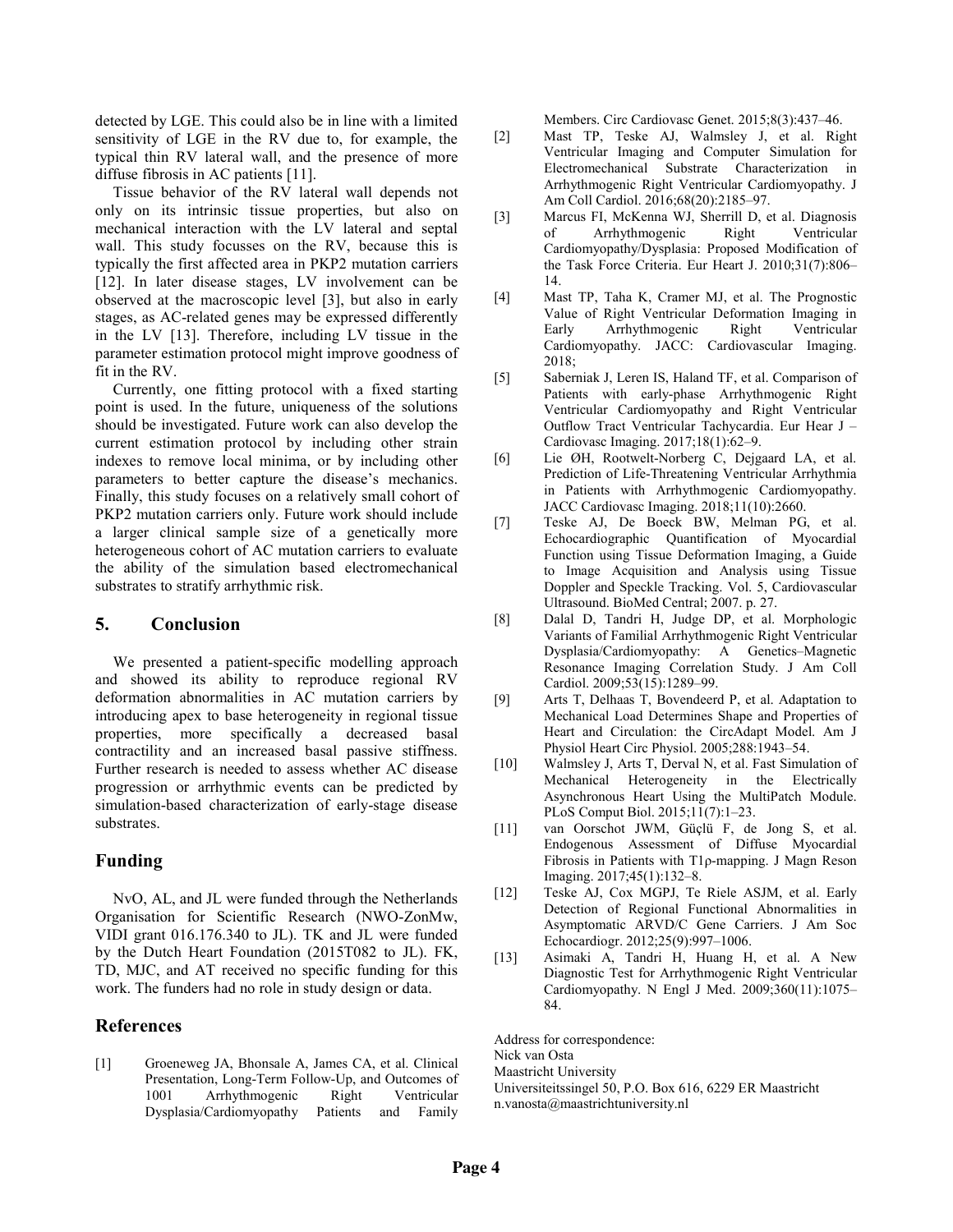detected by LGE. This could also be in line with a limited sensitivity of LGE in the RV due to, for example, the typical thin RV lateral wall, and the presence of more diffuse fibrosis in AC patients [11].

Tissue behavior of the RV lateral wall depends not only on its intrinsic tissue properties, but also on mechanical interaction with the LV lateral and septal wall. This study focusses on the RV, because this is typically the first affected area in PKP2 mutation carriers [12]. In later disease stages, LV involvement can be observed at the macroscopic level [3], but also in early stages, as AC-related genes may be expressed differently in the LV [13]. Therefore, including LV tissue in the parameter estimation protocol might improve goodness of fit in the RV.

Currently, one fitting protocol with a fixed starting point is used. In the future, uniqueness of the solutions should be investigated. Future work can also develop the current estimation protocol by including other strain indexes to remove local minima, or by including other parameters to better capture the disease's mechanics. Finally, this study focuses on a relatively small cohort of PKP2 mutation carriers only. Future work should include a larger clinical sample size of a genetically more heterogeneous cohort of AC mutation carriers to evaluate the ability of the simulation based electromechanical substrates to stratify arrhythmic risk.

## 5. Conclusion

We presented a patient-specific modelling approach and showed its ability to reproduce regional RV deformation abnormalities in AC mutation carriers by introducing apex to base heterogeneity in regional tissue properties, more specifically a decreased basal contractility and an increased basal passive stiffness. Further research is needed to assess whether AC disease progression or arrhythmic events can be predicted by simulation-based characterization of early-stage disease substrates.

## Funding

NvO, AL, and JL were funded through the Netherlands Organisation for Scientific Research (NWO-ZonMw, VIDI grant 016.176.340 to JL). TK and JL were funded by the Dutch Heart Foundation (2015T082 to JL). FK, TD, MJC, and AT received no specific funding for this work. The funders had no role in study design or data.

## References

[1] Groeneweg JA, Bhonsale A, James CA, et al. Clinical Presentation, Long-Term Follow-Up, and Outcomes of 1001 Arrhythmogenic Right Ventricular Dysplasia/Cardiomyopathy Patients and Family Members. Circ Cardiovasc Genet. 2015;8(3):437–46.

[2] Mast TP, Teske AJ, Walmsley J, et al. Right Ventricular Imaging and Computer Simulation for Electromechanical Substrate Characterization in Arrhythmogenic Right Ventricular Cardiomyopathy. J Am Coll Cardiol. 2016;68(20):2185–97.

[3] Marcus FI, McKenna WJ, Sherrill D, et al. Diagnosis of Arrhythmogenic Right Ventricular Cardiomyopathy/Dysplasia: Proposed Modification of the Task Force Criteria. Eur Heart J. 2010;31(7):806–14.

[4] Mast TP, Taha K, Cramer MJ, et al. The Prognostic Value of Right Ventricular Deformation Imaging in Early Arrhythmogenic Right Ventricular Cardiomyopathy. JACC: Cardiovascular Imaging. 2018;

[5] Saberniak J, Leren IS, Haland TF, et al. Comparison of Patients with early-phase Arrhythmogenic Right Ventricular Cardiomyopathy and Right Ventricular Outflow Tract Ventricular Tachycardia. Eur Hear J – Cardiovasc Imaging. 2017;18(1):62–9.

[6] Lie ØH, Rootwelt-Norberg C, Dejgaard LA, et al. Prediction of Life-Threatening Ventricular Arrhythmia in Patients with Arrhythmogenic Cardiomyopathy. JACC Cardiovasc Imaging. 2018;11(10):2660.

[7] Teske AJ, De Boeck BW, Melman PG, et al. Echocardiographic Quantification of Myocardial Function using Tissue Deformation Imaging, a Guide to Image Acquisition and Analysis using Tissue Doppler and Speckle Tracking. Vol. 5, Cardiovascular Ultrasound. BioMed Central; 2007. p. 27.

[8] Dalal D, Tandri H, Judge DP, et al. Morphologic Variants of Familial Arrhythmogenic Right Ventricular Dysplasia/Cardiomyopathy: A Genetics–Magnetic Resonance Imaging Correlation Study. J Am Coll Cardiol. 2009;53(15):1289–99.

[9] Arts T, Delhaas T, Bovendeerd P, et al. Adaptation to Mechanical Load Determines Shape and Properties of Heart and Circulation: the CircAdapt Model. Am J Physiol Heart Circ Physiol. 2005;288:1943–54.

[10] Walmsley J, Arts T, Derval N, et al. Fast Simulation of Mechanical Heterogeneity in the Electrically Asynchronous Heart Using the MultiPatch Module. PLoS Comput Biol. 2015;11(7):1–23.

[11] van Oorschot JWM, Güçlü F, de Jong S, et al. Endogenous Assessment of Diffuse Myocardial Fibrosis in Patients with T1ρ-mapping. J Magn Reson Imaging. 2017;45(1):132–8.

[12] Teske AJ, Cox MGPJ, Te Riele ASJM, et al. Early Detection of Regional Functional Abnormalities in Asymptomatic ARVD/C Gene Carriers. J Am Soc Echocardiogr. 2012;25(9):997–1006.

[13] Asimaki A, Tandri H, Huang H, et al. A New Diagnostic Test for Arrhythmogenic Right Ventricular Cardiomyopathy. N Engl J Med. 2009;360(11):1075–84.

Address for correspondence:
Nick van Osta
Maastricht University
Universiteitssingel 50, P.O. Box 616, 6229 ER Maastricht
n.vanosta@maastrichtuniversity.nl